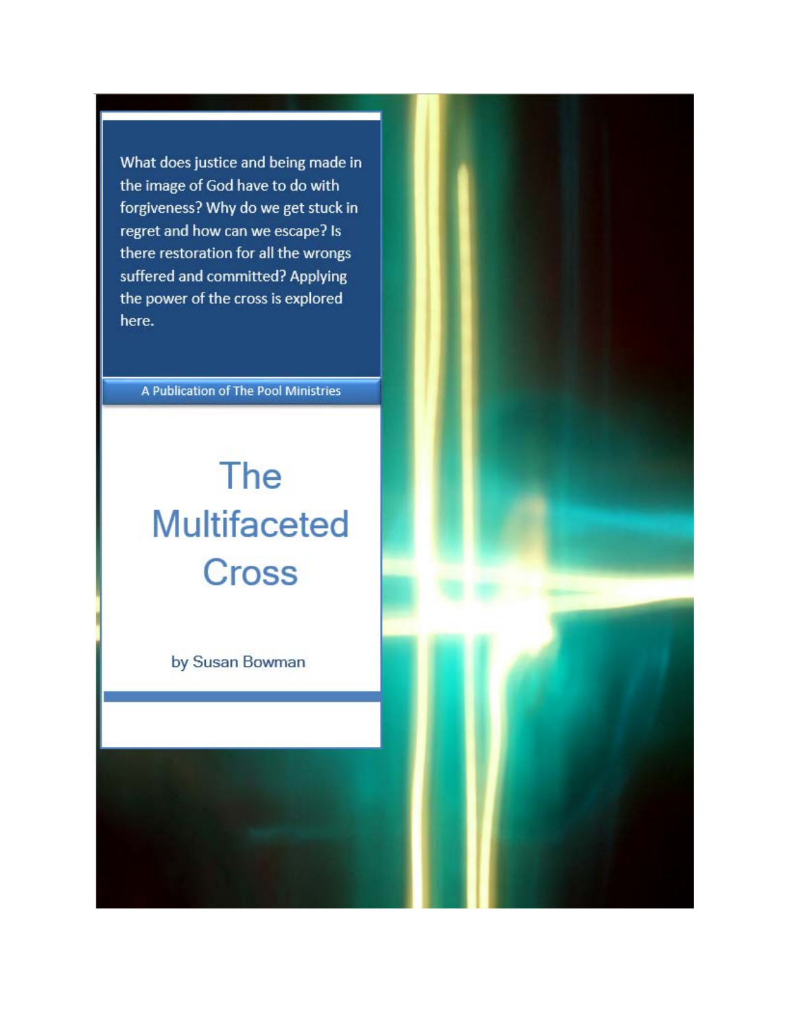What does justice and being made in the image of God have to do with forgiveness? Why do we get stuck in regret and how can we escape? Is there restoration for all the wrongs suffered and committed? Applying the power of the cross is explored here.

A Publication of The Pool Ministries

# The Multifaceted Cross

by Susan Bowman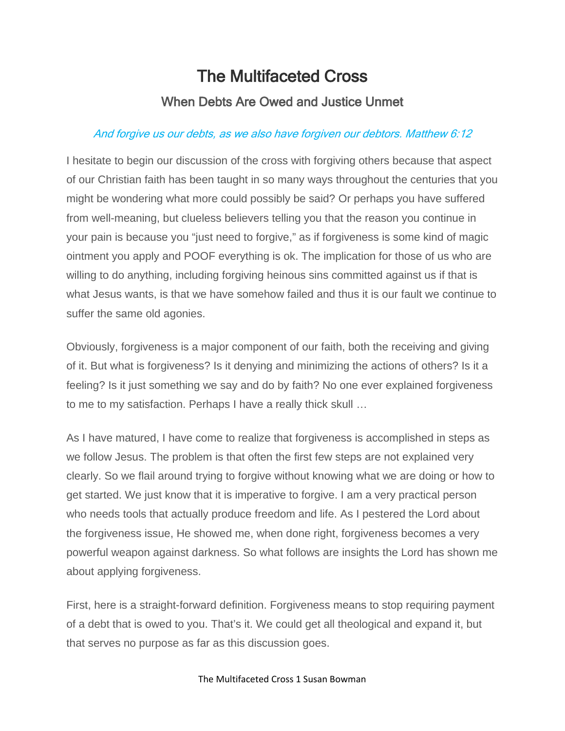# The Multifaceted Cross

## When Debts Are Owed and Justice Unmet

*And forgive us our debts, as we also have forgiven our debtors. Matthew 6:12*

I hesitate to begin our discussion of the cross with forgiving others because that aspect of our Christian faith has been taught in so many ways throughout the centuries that you might be wondering what more could possibly be said? Or perhaps you have suffered from well-meaning, but clueless believers telling you that the reason you continue in your pain is because you "just need to forgive," as if forgiveness is some kind of magic ointment you apply and POOF everything is ok. The implication for those of us who are willing to do anything, including forgiving heinous sins committed against us if that is what Jesus wants, is that we have somehow failed and thus it is our fault we continue to suffer the same old agonies.

Obviously, forgiveness is a major component of our faith, both the receiving and giving of it. But what is forgiveness? Is it denying and minimizing the actions of others? Is it a feeling? Is it just something we say and do by faith? No one ever explained forgiveness to me to my satisfaction. Perhaps I have a really thick skull …

As I have matured, I have come to realize that forgiveness is accomplished in steps as we follow Jesus. The problem is that often the first few steps are not explained very clearly. So we flail around trying to forgive without knowing what we are doing or how to get started. We just know that it is imperative to forgive. I am a very practical person who needs tools that actually produce freedom and life. As I pestered the Lord about the forgiveness issue, He showed me, when done right, forgiveness becomes a very powerful weapon against darkness. So what follows are insights the Lord has shown me about applying forgiveness.

First, here is a straight-forward definition. Forgiveness means to stop requiring payment of a debt that is owed to you. That's it. We could get all theological and expand it, but that serves no purpose as far as this discussion goes.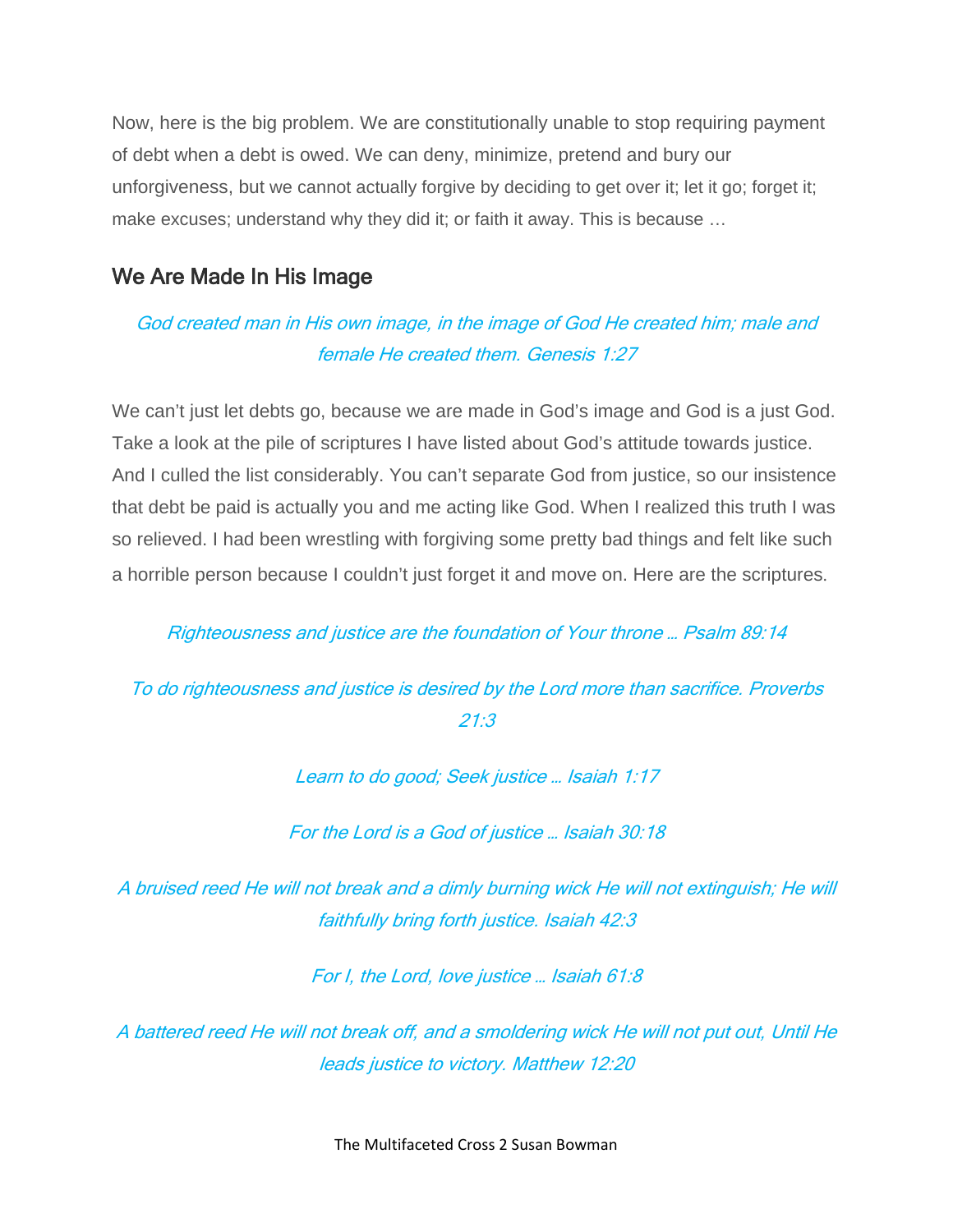Now, here is the big problem. We are constitutionally unable to stop requiring payment of debt when a debt is owed. We can deny, minimize, pretend and bury our unforgiveness, but we cannot actually forgive by deciding to get over it; let it go; forget it; make excuses; understand why they did it; or faith it away. This is because …

## We Are Made In His Image

*God created man in His own image, in the image of God He created him; male and female He created them. Genesis 1:27*

We can't just let debts go, because we are made in God's image and God is a just God. Take a look at the pile of scriptures I have listed about God's attitude towards justice. And I culled the list considerably. You can't separate God from justice, so our insistence that debt be paid is actually you and me acting like God. When I realized this truth I was so relieved. I had been wrestling with forgiving some pretty bad things and felt like such a horrible person because I couldn't just forget it and move on. Here are the scriptures.

*Righteousness and justice are the foundation of Your throne … Psalm 89:14*

*To do righteousness and justice is desired by the Lord more than sacrifice. Proverbs 21:3*

*Learn to do good; Seek justice … Isaiah 1:17*

*For the Lord is a God of justice … Isaiah 30:18*

*A bruised reed He will not break and a dimly burning wick He will not extinguish; He will faithfully bring forth justice. Isaiah 42:3*

*For I, the Lord, love justice … Isaiah 61:8*

*A battered reed He will not break off, and a smoldering wick He will not put out, Until He leads justice to victory. Matthew 12:20*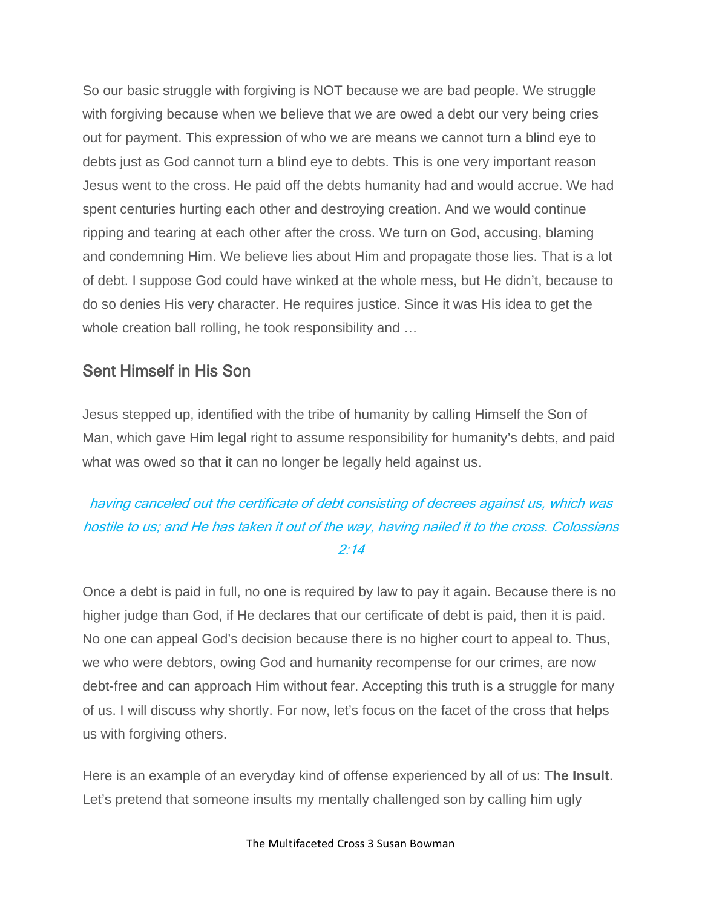So our basic struggle with forgiving is NOT because we are bad people. We struggle with forgiving because when we believe that we are owed a debt our very being cries out for payment. This expression of who we are means we cannot turn a blind eye to debts just as God cannot turn a blind eye to debts. This is one very important reason Jesus went to the cross. He paid off the debts humanity had and would accrue. We had spent centuries hurting each other and destroying creation. And we would continue ripping and tearing at each other after the cross. We turn on God, accusing, blaming and condemning Him. We believe lies about Him and propagate those lies. That is a lot of debt. I suppose God could have winked at the whole mess, but He didn't, because to do so denies His very character. He requires justice. Since it was His idea to get the whole creation ball rolling, he took responsibility and …

## Sent Himself in His Son

Jesus stepped up, identified with the tribe of humanity by calling Himself the Son of Man, which gave Him legal right to assume responsibility for humanity's debts, and paid what was owed so that it can no longer be legally held against us.

*having canceled out the certificate of debt consisting of decrees against us, which was hostile to us; and He has taken it out of the way, having nailed it to the cross. Colossians 2:14*

Once a debt is paid in full, no one is required by law to pay it again. Because there is no higher judge than God, if He declares that our certificate of debt is paid, then it is paid. No one can appeal God's decision because there is no higher court to appeal to. Thus, we who were debtors, owing God and humanity recompense for our crimes, are now debt-free and can approach Him without fear. Accepting this truth is a struggle for many of us. I will discuss why shortly. For now, let's focus on the facet of the cross that helps us with forgiving others.

Here is an example of an everyday kind of offense experienced by all of us: **The Insult**. Let's pretend that someone insults my mentally challenged son by calling him ugly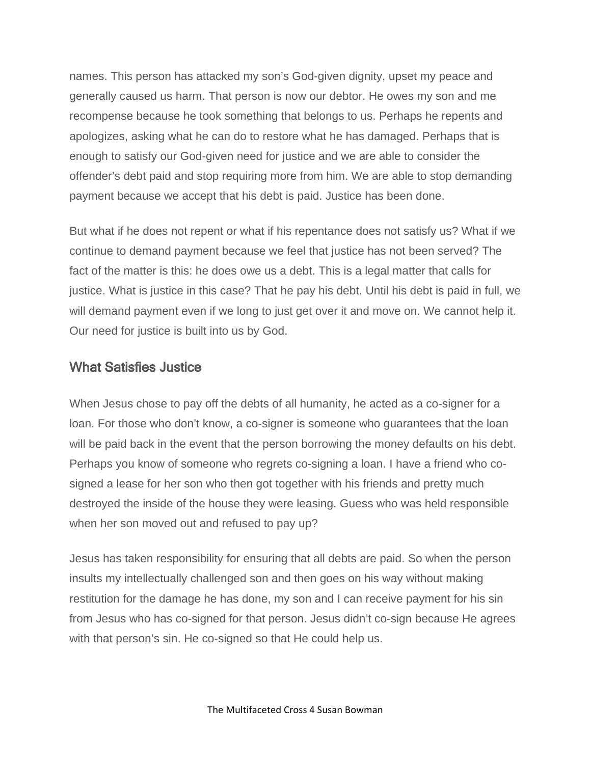names. This person has attacked my son’s God-given dignity, upset my peace and generally caused us harm. That person is now our debtor. He owes my son and me recompense because he took something that belongs to us. Perhaps he repents and apologizes, asking what he can do to restore what he has damaged. Perhaps that is enough to satisfy our God-given need for justice and we are able to consider the offender’s debt paid and stop requiring more from him. We are able to stop demanding payment because we accept that his debt is paid. Justice has been done.

But what if he does not repent or what if his repentance does not satisfy us? What if we continue to demand payment because we feel that justice has not been served? The fact of the matter is this: he does owe us a debt. This is a legal matter that calls for justice. What is justice in this case? That he pay his debt. Until his debt is paid in full, we will demand payment even if we long to just get over it and move on. We cannot help it. Our need for justice is built into us by God.

## What Satisfies Justice

When Jesus chose to pay off the debts of all humanity, he acted as a co-signer for a loan. For those who don’t know, a co-signer is someone who guarantees that the loan will be paid back in the event that the person borrowing the money defaults on his debt. Perhaps you know of someone who regrets co-signing a loan. I have a friend who co-signed a lease for her son who then got together with his friends and pretty much destroyed the inside of the house they were leasing. Guess who was held responsible when her son moved out and refused to pay up?

Jesus has taken responsibility for ensuring that all debts are paid. So when the person insults my intellectually challenged son and then goes on his way without making restitution for the damage he has done, my son and I can receive payment for his sin from Jesus who has co-signed for that person. Jesus didn’t co-sign because He agrees with that person’s sin. He co-signed so that He could help us.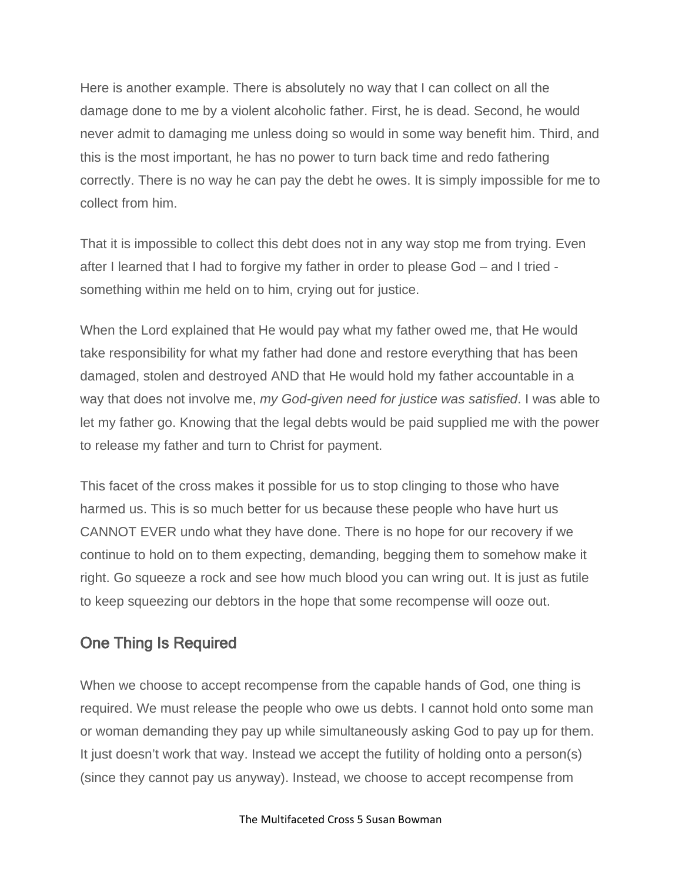Here is another example. There is absolutely no way that I can collect on all the damage done to me by a violent alcoholic father. First, he is dead. Second, he would never admit to damaging me unless doing so would in some way benefit him. Third, and this is the most important, he has no power to turn back time and redo fathering correctly. There is no way he can pay the debt he owes. It is simply impossible for me to collect from him.

That it is impossible to collect this debt does not in any way stop me from trying. Even after I learned that I had to forgive my father in order to please God – and I tried - something within me held on to him, crying out for justice.

When the Lord explained that He would pay what my father owed me, that He would take responsibility for what my father had done and restore everything that has been damaged, stolen and destroyed AND that He would hold my father accountable in a way that does not involve me, *my God-given need for justice was satisfied*. I was able to let my father go. Knowing that the legal debts would be paid supplied me with the power to release my father and turn to Christ for payment.

This facet of the cross makes it possible for us to stop clinging to those who have harmed us. This is so much better for us because these people who have hurt us CANNOT EVER undo what they have done. There is no hope for our recovery if we continue to hold on to them expecting, demanding, begging them to somehow make it right. Go squeeze a rock and see how much blood you can wring out. It is just as futile to keep squeezing our debtors in the hope that some recompense will ooze out.

## One Thing Is Required

When we choose to accept recompense from the capable hands of God, one thing is required. We must release the people who owe us debts. I cannot hold onto some man or woman demanding they pay up while simultaneously asking God to pay up for them. It just doesn't work that way. Instead we accept the futility of holding onto a person(s) (since they cannot pay us anyway). Instead, we choose to accept recompense from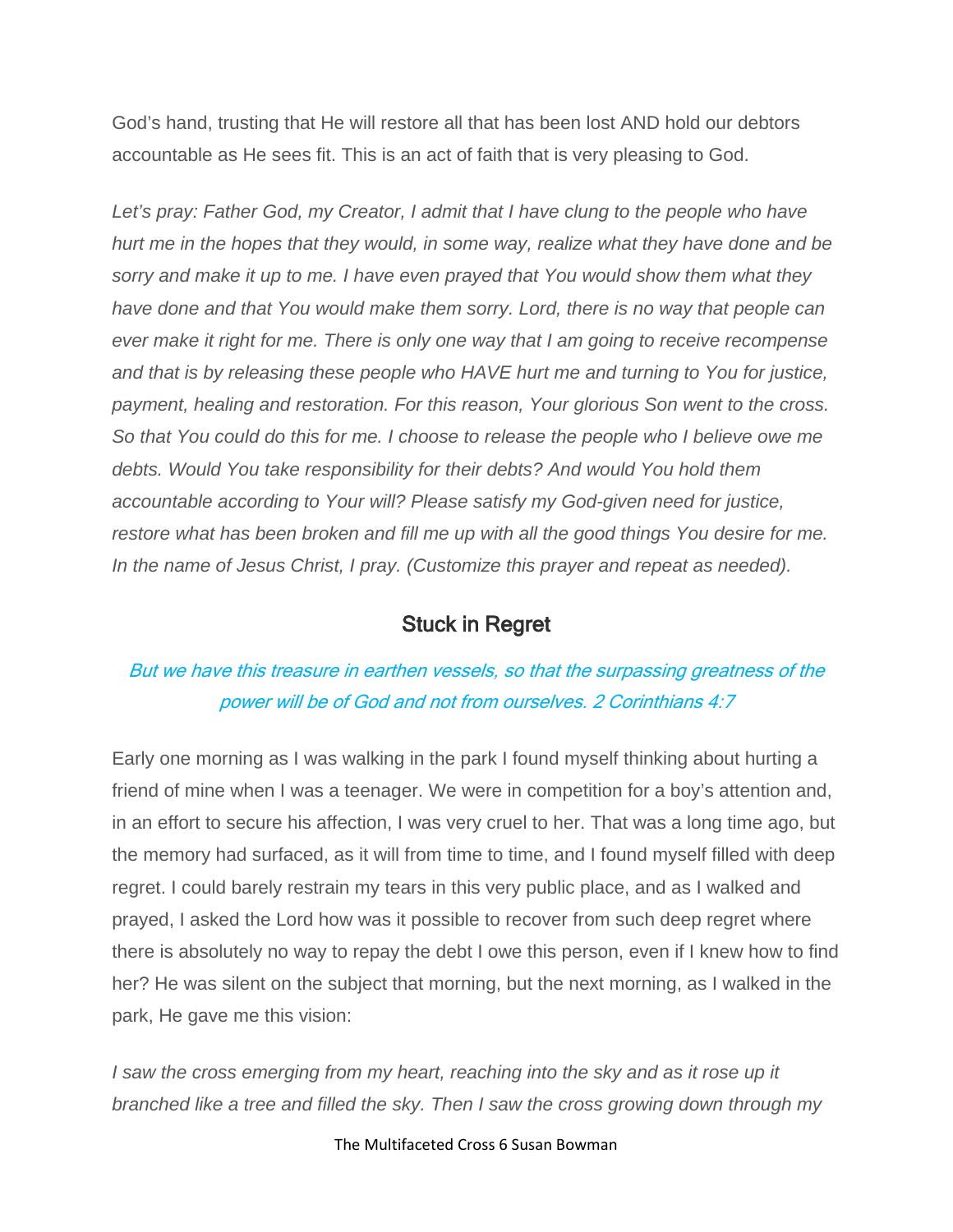God's hand, trusting that He will restore all that has been lost AND hold our debtors accountable as He sees fit. This is an act of faith that is very pleasing to God.

*Let's pray: Father God, my Creator, I admit that I have clung to the people who have hurt me in the hopes that they would, in some way, realize what they have done and be sorry and make it up to me. I have even prayed that You would show them what they have done and that You would make them sorry. Lord, there is no way that people can ever make it right for me. There is only one way that I am going to receive recompense and that is by releasing these people who HAVE hurt me and turning to You for justice, payment, healing and restoration. For this reason, Your glorious Son went to the cross. So that You could do this for me. I choose to release the people who I believe owe me debts. Would You take responsibility for their debts? And would You hold them accountable according to Your will? Please satisfy my God-given need for justice, restore what has been broken and fill me up with all the good things You desire for me. In the name of Jesus Christ, I pray. (Customize this prayer and repeat as needed).*

## Stuck in Regret

*But we have this treasure in earthen vessels, so that the surpassing greatness of the power will be of God and not from ourselves. 2 Corinthians 4:7*

Early one morning as I was walking in the park I found myself thinking about hurting a friend of mine when I was a teenager. We were in competition for a boy's attention and, in an effort to secure his affection, I was very cruel to her. That was a long time ago, but the memory had surfaced, as it will from time to time, and I found myself filled with deep regret. I could barely restrain my tears in this very public place, and as I walked and prayed, I asked the Lord how was it possible to recover from such deep regret where there is absolutely no way to repay the debt I owe this person, even if I knew how to find her? He was silent on the subject that morning, but the next morning, as I walked in the park, He gave me this vision:

*I saw the cross emerging from my heart, reaching into the sky and as it rose up it branched like a tree and filled the sky. Then I saw the cross growing down through my*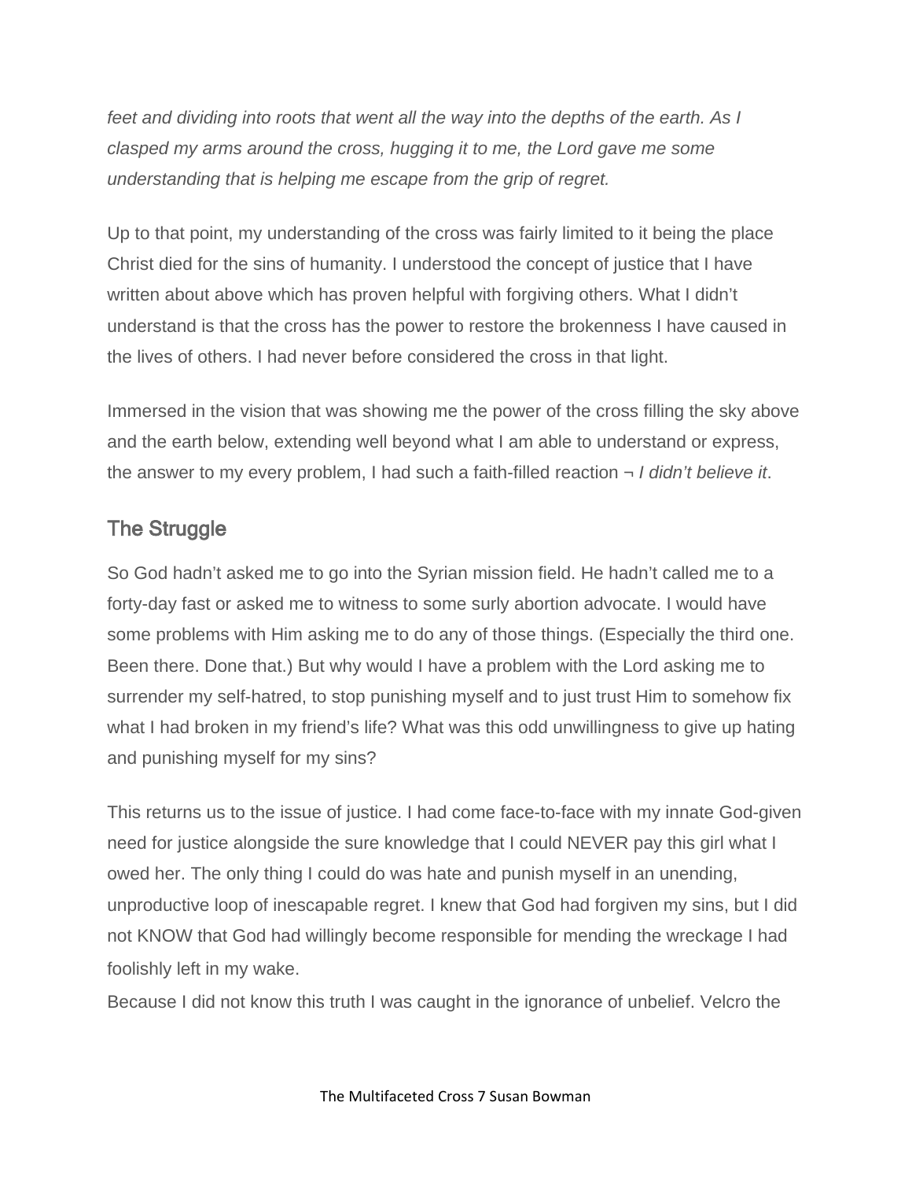*feet and dividing into roots that went all the way into the depths of the earth. As I clasped my arms around the cross, hugging it to me, the Lord gave me some understanding that is helping me escape from the grip of regret.*

Up to that point, my understanding of the cross was fairly limited to it being the place Christ died for the sins of humanity. I understood the concept of justice that I have written about above which has proven helpful with forgiving others. What I didn't understand is that the cross has the power to restore the brokenness I have caused in the lives of others. I had never before considered the cross in that light.

Immersed in the vision that was showing me the power of the cross filling the sky above and the earth below, extending well beyond what I am able to understand or express, the answer to my every problem, I had such a faith-filled reaction ¬ *I didn't believe it*.

## The Struggle

So God hadn't asked me to go into the Syrian mission field. He hadn't called me to a forty-day fast or asked me to witness to some surly abortion advocate. I would have some problems with Him asking me to do any of those things. (Especially the third one. Been there. Done that.) But why would I have a problem with the Lord asking me to surrender my self-hatred, to stop punishing myself and to just trust Him to somehow fix what I had broken in my friend's life? What was this odd unwillingness to give up hating and punishing myself for my sins?

This returns us to the issue of justice. I had come face-to-face with my innate God-given need for justice alongside the sure knowledge that I could NEVER pay this girl what I owed her. The only thing I could do was hate and punish myself in an unending, unproductive loop of inescapable regret. I knew that God had forgiven my sins, but I did not KNOW that God had willingly become responsible for mending the wreckage I had foolishly left in my wake.

Because I did not know this truth I was caught in the ignorance of unbelief. Velcro the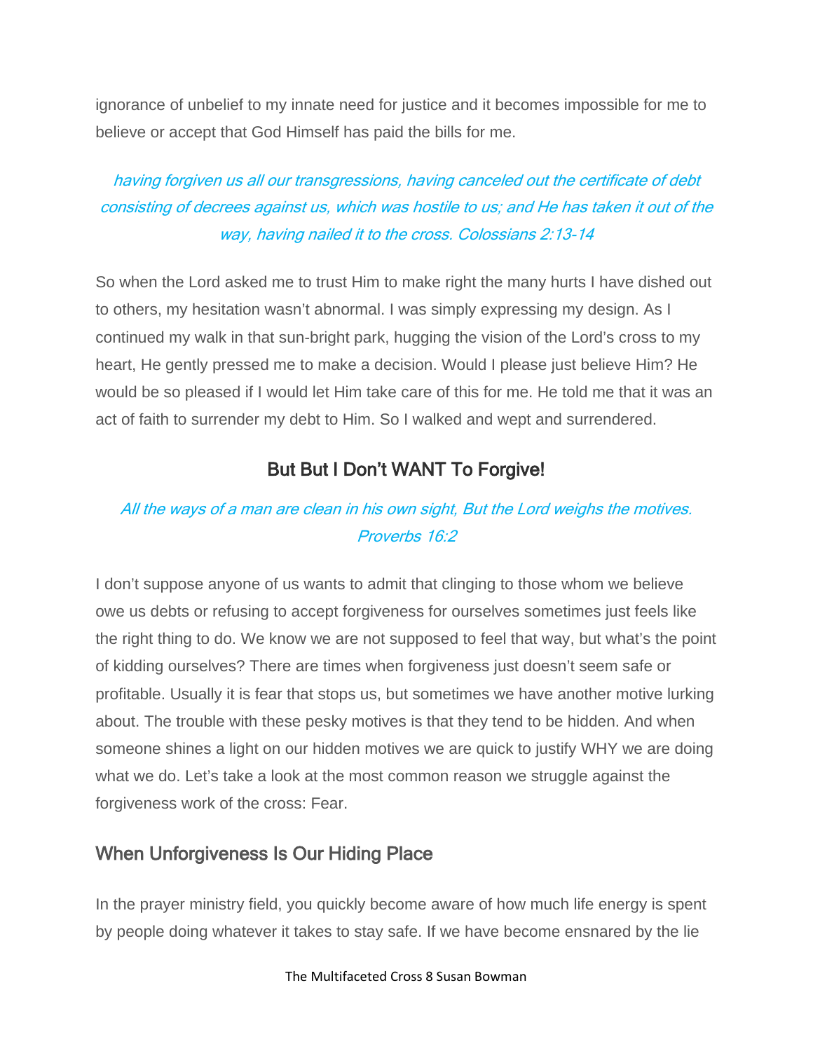ignorance of unbelief to my innate need for justice and it becomes impossible for me to believe or accept that God Himself has paid the bills for me.

*having forgiven us all our transgressions, having canceled out the certificate of debt consisting of decrees against us, which was hostile to us; and He has taken it out of the way, having nailed it to the cross. Colossians 2:13-14*

So when the Lord asked me to trust Him to make right the many hurts I have dished out to others, my hesitation wasn't abnormal. I was simply expressing my design. As I continued my walk in that sun-bright park, hugging the vision of the Lord's cross to my heart, He gently pressed me to make a decision. Would I please just believe Him? He would be so pleased if I would let Him take care of this for me. He told me that it was an act of faith to surrender my debt to Him. So I walked and wept and surrendered.

## But But I Don't WANT To Forgive!

*All the ways of a man are clean in his own sight, But the Lord weighs the motives. Proverbs 16:2*

I don't suppose anyone of us wants to admit that clinging to those whom we believe owe us debts or refusing to accept forgiveness for ourselves sometimes just feels like the right thing to do. We know we are not supposed to feel that way, but what's the point of kidding ourselves? There are times when forgiveness just doesn't seem safe or profitable. Usually it is fear that stops us, but sometimes we have another motive lurking about. The trouble with these pesky motives is that they tend to be hidden. And when someone shines a light on our hidden motives we are quick to justify WHY we are doing what we do. Let's take a look at the most common reason we struggle against the forgiveness work of the cross: Fear.

### When Unforgiveness Is Our Hiding Place

In the prayer ministry field, you quickly become aware of how much life energy is spent by people doing whatever it takes to stay safe. If we have become ensnared by the lie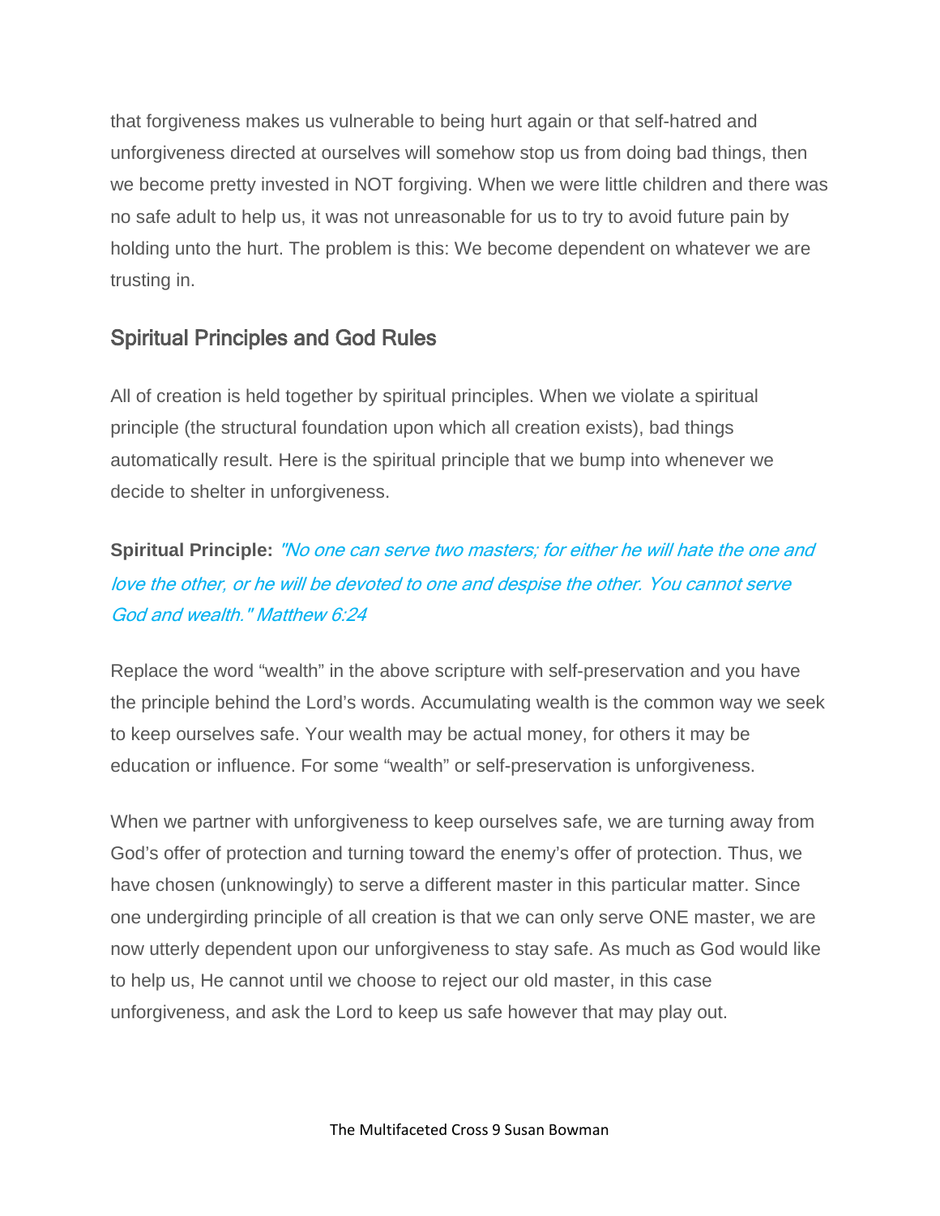that forgiveness makes us vulnerable to being hurt again or that self-hatred and unforgiveness directed at ourselves will somehow stop us from doing bad things, then we become pretty invested in NOT forgiving. When we were little children and there was no safe adult to help us, it was not unreasonable for us to try to avoid future pain by holding unto the hurt. The problem is this: We become dependent on whatever we are trusting in.

## Spiritual Principles and God Rules

All of creation is held together by spiritual principles. When we violate a spiritual principle (the structural foundation upon which all creation exists), bad things automatically result. Here is the spiritual principle that we bump into whenever we decide to shelter in unforgiveness.

**Spiritual Principle:** *"No one can serve two masters; for either he will hate the one and love the other, or he will be devoted to one and despise the other. You cannot serve God and wealth." Matthew 6:24*

Replace the word "wealth" in the above scripture with self-preservation and you have the principle behind the Lord's words. Accumulating wealth is the common way we seek to keep ourselves safe. Your wealth may be actual money, for others it may be education or influence. For some "wealth" or self-preservation is unforgiveness.

When we partner with unforgiveness to keep ourselves safe, we are turning away from God's offer of protection and turning toward the enemy's offer of protection. Thus, we have chosen (unknowingly) to serve a different master in this particular matter. Since one undergirding principle of all creation is that we can only serve ONE master, we are now utterly dependent upon our unforgiveness to stay safe. As much as God would like to help us, He cannot until we choose to reject our old master, in this case unforgiveness, and ask the Lord to keep us safe however that may play out.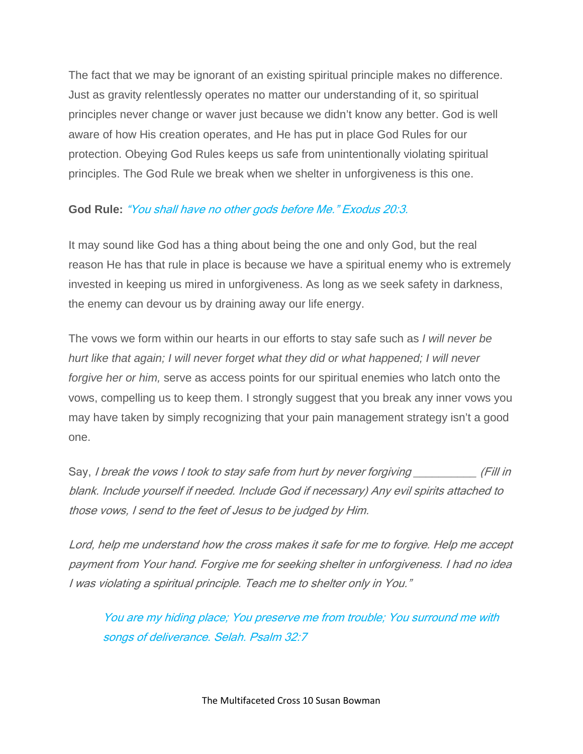The fact that we may be ignorant of an existing spiritual principle makes no difference. Just as gravity relentlessly operates no matter our understanding of it, so spiritual principles never change or waver just because we didn't know any better. God is well aware of how His creation operates, and He has put in place God Rules for our protection. Obeying God Rules keeps us safe from unintentionally violating spiritual principles. The God Rule we break when we shelter in unforgiveness is this one.

**God Rule:** *"You shall have no other gods before Me." Exodus 20:3.*

It may sound like God has a thing about being the one and only God, but the real reason He has that rule in place is because we have a spiritual enemy who is extremely invested in keeping us mired in unforgiveness. As long as we seek safety in darkness, the enemy can devour us by draining away our life energy.

The vows we form within our hearts in our efforts to stay safe such as *I will never be hurt like that again; I will never forget what they did or what happened; I will never forgive her or him,* serve as access points for our spiritual enemies who latch onto the vows, compelling us to keep them. I strongly suggest that you break any inner vows you may have taken by simply recognizing that your pain management strategy isn't a good one.

Say, *I break the vows I took to stay safe from hurt by never forgiving __________ (Fill in blank. Include yourself if needed. Include God if necessary) Any evil spirits attached to those vows, I send to the feet of Jesus to be judged by Him.*

*Lord, help me understand how the cross makes it safe for me to forgive. Help me accept payment from Your hand. Forgive me for seeking shelter in unforgiveness. I had no idea I was violating a spiritual principle. Teach me to shelter only in You."*

> *You are my hiding place; You preserve me from trouble; You surround me with songs of deliverance. Selah. Psalm 32:7*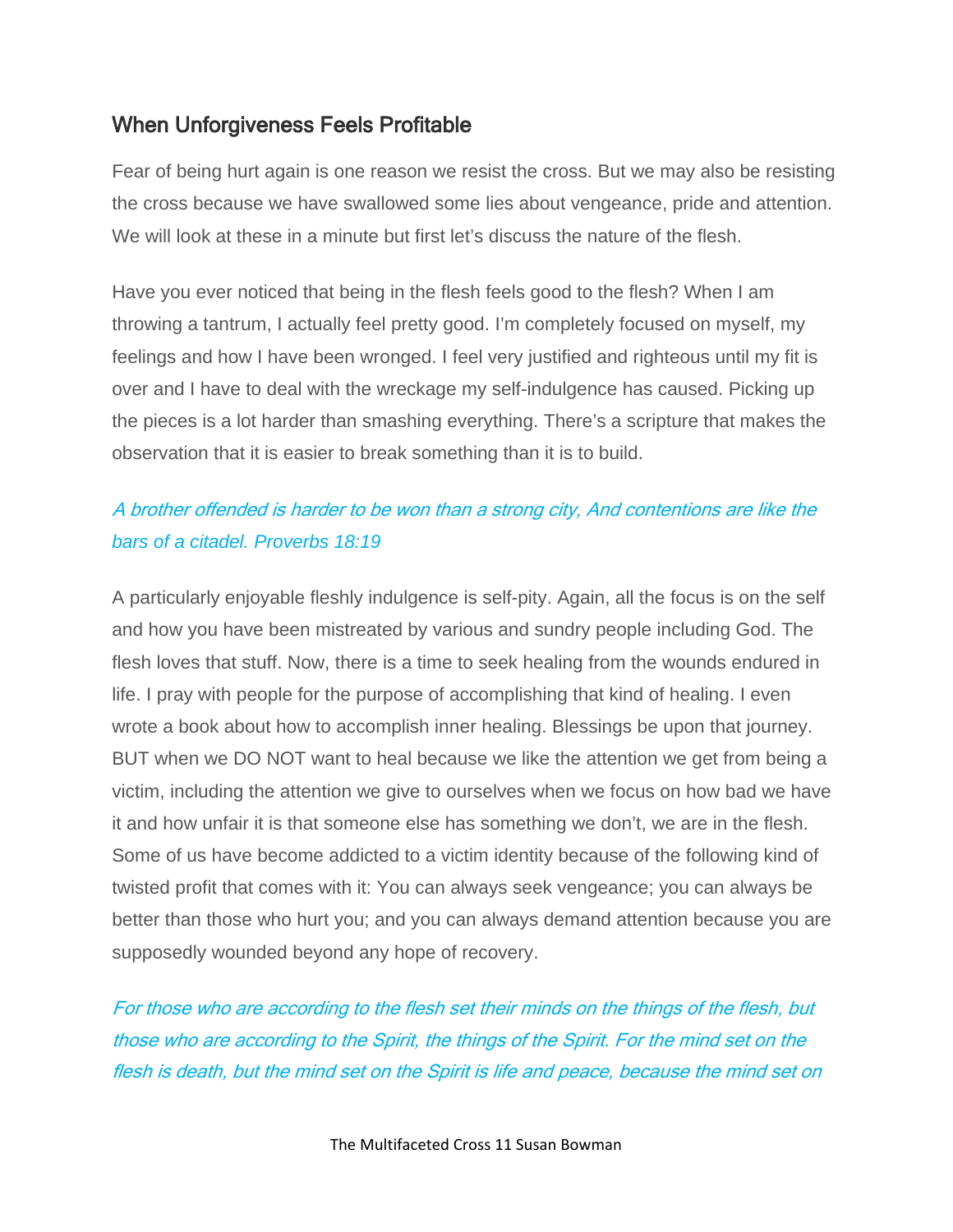## When Unforgiveness Feels Profitable

Fear of being hurt again is one reason we resist the cross. But we may also be resisting the cross because we have swallowed some lies about vengeance, pride and attention. We will look at these in a minute but first let's discuss the nature of the flesh.

Have you ever noticed that being in the flesh feels good to the flesh? When I am throwing a tantrum, I actually feel pretty good. I'm completely focused on myself, my feelings and how I have been wronged. I feel very justified and righteous until my fit is over and I have to deal with the wreckage my self-indulgence has caused. Picking up the pieces is a lot harder than smashing everything. There's a scripture that makes the observation that it is easier to break something than it is to build.

*A brother offended is harder to be won than a strong city, And contentions are like the bars of a citadel. Proverbs 18:19*

A particularly enjoyable fleshly indulgence is self-pity. Again, all the focus is on the self and how you have been mistreated by various and sundry people including God. The flesh loves that stuff. Now, there is a time to seek healing from the wounds endured in life. I pray with people for the purpose of accomplishing that kind of healing. I even wrote a book about how to accomplish inner healing. Blessings be upon that journey. BUT when we DO NOT want to heal because we like the attention we get from being a victim, including the attention we give to ourselves when we focus on how bad we have it and how unfair it is that someone else has something we don't, we are in the flesh. Some of us have become addicted to a victim identity because of the following kind of twisted profit that comes with it: You can always seek vengeance; you can always be better than those who hurt you; and you can always demand attention because you are supposedly wounded beyond any hope of recovery.

*For those who are according to the flesh set their minds on the things of the flesh, but those who are according to the Spirit, the things of the Spirit. For the mind set on the flesh is death, but the mind set on the Spirit is life and peace, because the mind set on*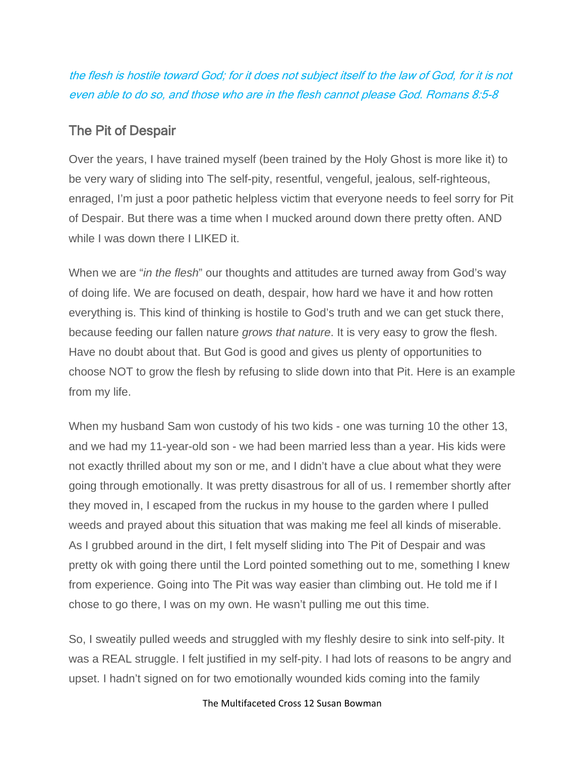*the flesh is hostile toward God; for it does not subject itself to the law of God, for it is not even able to do so, and those who are in the flesh cannot please God. Romans 8:5-8*

## The Pit of Despair

Over the years, I have trained myself (been trained by the Holy Ghost is more like it) to be very wary of sliding into The self-pity, resentful, vengeful, jealous, self-righteous, enraged, I'm just a poor pathetic helpless victim that everyone needs to feel sorry for Pit of Despair. But there was a time when I mucked around down there pretty often. AND while I was down there I LIKED it.

When we are "*in the flesh*" our thoughts and attitudes are turned away from God's way of doing life. We are focused on death, despair, how hard we have it and how rotten everything is. This kind of thinking is hostile to God's truth and we can get stuck there, because feeding our fallen nature *grows that nature*. It is very easy to grow the flesh. Have no doubt about that. But God is good and gives us plenty of opportunities to choose NOT to grow the flesh by refusing to slide down into that Pit. Here is an example from my life.

When my husband Sam won custody of his two kids - one was turning 10 the other 13, and we had my 11-year-old son - we had been married less than a year. His kids were not exactly thrilled about my son or me, and I didn't have a clue about what they were going through emotionally. It was pretty disastrous for all of us. I remember shortly after they moved in, I escaped from the ruckus in my house to the garden where I pulled weeds and prayed about this situation that was making me feel all kinds of miserable. As I grubbed around in the dirt, I felt myself sliding into The Pit of Despair and was pretty ok with going there until the Lord pointed something out to me, something I knew from experience. Going into The Pit was way easier than climbing out. He told me if I chose to go there, I was on my own. He wasn't pulling me out this time.

So, I sweatily pulled weeds and struggled with my fleshly desire to sink into self-pity. It was a REAL struggle. I felt justified in my self-pity. I had lots of reasons to be angry and upset. I hadn't signed on for two emotionally wounded kids coming into the family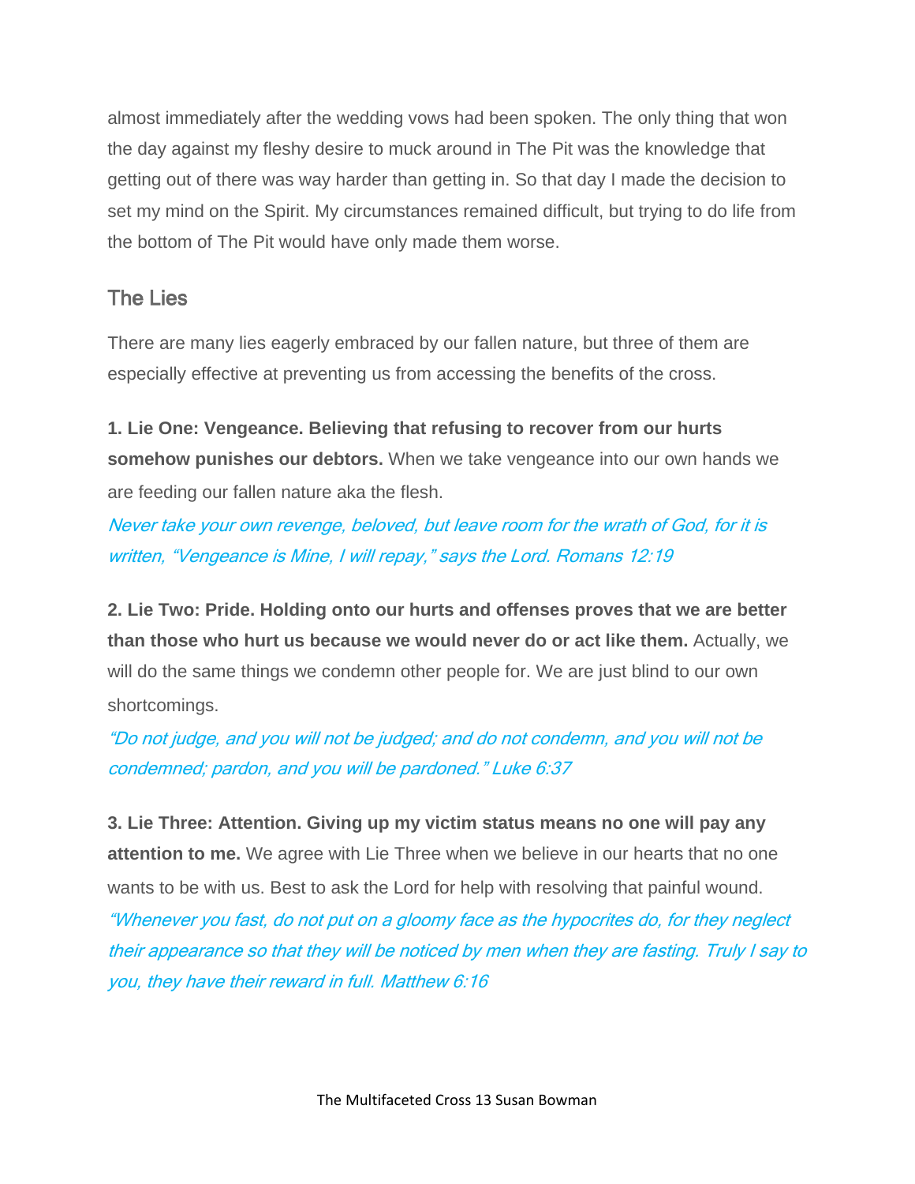almost immediately after the wedding vows had been spoken. The only thing that won the day against my fleshy desire to muck around in The Pit was the knowledge that getting out of there was way harder than getting in. So that day I made the decision to set my mind on the Spirit. My circumstances remained difficult, but trying to do life from the bottom of The Pit would have only made them worse.

## The Lies

There are many lies eagerly embraced by our fallen nature, but three of them are especially effective at preventing us from accessing the benefits of the cross.

1. **Lie One: Vengeance. Believing that refusing to recover from our hurts somehow punishes our debtors.** When we take vengeance into our own hands we are feeding our fallen nature aka the flesh.
*Never take your own revenge, beloved, but leave room for the wrath of God, for it is written, "Vengeance is Mine, I will repay," says the Lord. Romans 12:19*

2. **Lie Two: Pride. Holding onto our hurts and offenses proves that we are better than those who hurt us because we would never do or act like them.** Actually, we will do the same things we condemn other people for. We are just blind to our own shortcomings.
*"Do not judge, and you will not be judged; and do not condemn, and you will not be condemned; pardon, and you will be pardoned." Luke 6:37*

3. **Lie Three: Attention. Giving up my victim status means no one will pay any attention to me.** We agree with Lie Three when we believe in our hearts that no one wants to be with us. Best to ask the Lord for help with resolving that painful wound.
*"Whenever you fast, do not put on a gloomy face as the hypocrites do, for they neglect their appearance so that they will be noticed by men when they are fasting. Truly I say to you, they have their reward in full. Matthew 6:16*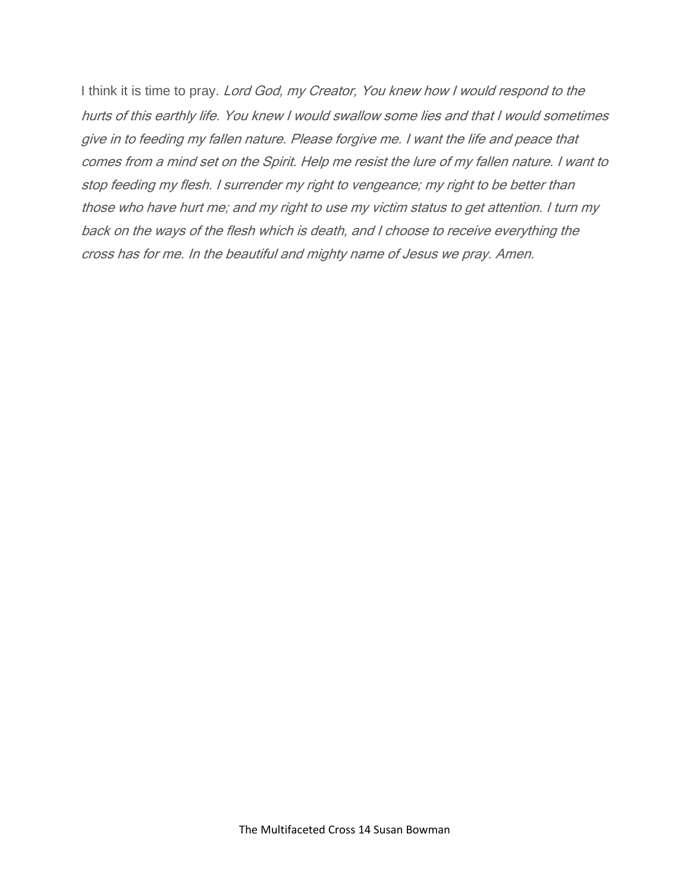I think it is time to pray. *Lord God, my Creator, You knew how I would respond to the hurts of this earthly life. You knew I would swallow some lies and that I would sometimes give in to feeding my fallen nature. Please forgive me. I want the life and peace that comes from a mind set on the Spirit. Help me resist the lure of my fallen nature. I want to stop feeding my flesh. I surrender my right to vengeance; my right to be better than those who have hurt me; and my right to use my victim status to get attention. I turn my back on the ways of the flesh which is death, and I choose to receive everything the cross has for me. In the beautiful and mighty name of Jesus we pray. Amen.*